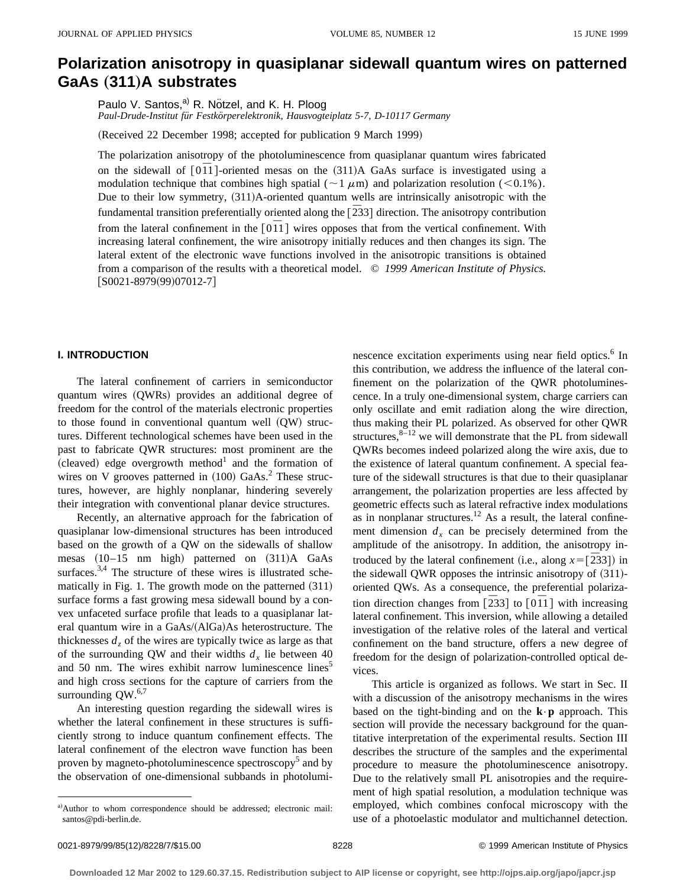# Polarization anisotropy in quasiplanar sidewall quantum wires on patterned GaAs (311)A substrates

Paulo V. Santos,[a] R. Nötzel, and K. H. Ploog

*Paul-Drude-Institut für Festkörperelektronik, Hausvogteiplatz 5-7, D-10117 Germany*

(Received 22 December 1998; accepted for publication 9 March 1999)

The polarization anisotropy of the photoluminescence from quasiplanar quantum wires fabricated on the sidewall of $[0\bar{1}\bar{1}]$-oriented mesas on the (311)A GaAs surface is investigated using a modulation technique that combines high spatial ($\sim 1\ \mu$m) and polarization resolution ($<0.1\%$). Due to their low symmetry, (311)A-oriented quantum wells are intrinsically anisotropic with the fundamental transition preferentially oriented along the $[\bar{2}33]$ direction. The anisotropy contribution from the lateral confinement in the $[0\bar{1}\bar{1}]$ wires opposes that from the vertical confinement. With increasing lateral confinement, the wire anisotropy initially reduces and then changes its sign. The lateral extent of the electronic wave functions involved in the anisotropic transitions is obtained from a comparison of the results with a theoretical model. © *1999 American Institute of Physics.* [S0021-8979(99)07012-7]

## I. INTRODUCTION

The lateral confinement of carriers in semiconductor quantum wires (QWRs) provides an additional degree of freedom for the control of the materials electronic properties to those found in conventional quantum well (QW) structures. Different technological schemes have been used in the past to fabricate QWR structures: most prominent are the (cleaved) edge overgrowth method[1] and the formation of wires on V grooves patterned in (100) GaAs.[2] These structures, however, are highly nonplanar, hindering severely their integration with conventional planar device structures.

Recently, an alternative approach for the fabrication of quasiplanar low-dimensional structures has been introduced based on the growth of a QW on the sidewalls of shallow mesas (10–15 nm high) patterned on (311)A GaAs surfaces.[3,4] The structure of these wires is illustrated schematically in Fig. 1. The growth mode on the patterned (311) surface forms a fast growing mesa sidewall bound by a convex unfaceted surface profile that leads to a quasiplanar lateral quantum wire in a GaAs/(AlGa)As heterostructure. The thicknesses $d_z$ of the wires are typically twice as large as that of the surrounding QW and their widths $d_x$ lie between 40 and 50 nm. The wires exhibit narrow luminescence lines[5] and high cross sections for the capture of carriers from the surrounding QW.[6,7]

An interesting question regarding the sidewall wires is whether the lateral confinement in these structures is sufficiently strong to induce quantum confinement effects. The lateral confinement of the electron wave function has been proven by magneto-photoluminescence spectroscopy[5] and by the observation of one-dimensional subbands in photoluminescence excitation experiments using near field optics.[6] In this contribution, we address the influence of the lateral confinement on the polarization of the QWR photoluminescence. In a truly one-dimensional system, charge carriers can only oscillate and emit radiation along the wire direction, thus making their PL polarized. As observed for other QWR structures,[8–12] we will demonstrate that the PL from sidewall QWRs becomes indeed polarized along the wire axis, due to the existence of lateral quantum confinement. A special feature of the sidewall structures is that due to their quasiplanar arrangement, the polarization properties are less affected by geometric effects such as lateral refractive index modulations as in nonplanar structures.[12] As a result, the lateral confinement dimension $d_x$ can be precisely determined from the amplitude of the anisotropy. In addition, the anisotropy introduced by the lateral confinement (i.e., along $x=[\bar{2}33]$) in the sidewall QWR opposes the intrinsic anisotropy of (311)-oriented QWs. As a consequence, the preferential polarization direction changes from $[\bar{2}33]$ to $[0\bar{1}\bar{1}]$ with increasing lateral confinement. This inversion, while allowing a detailed investigation of the relative roles of the lateral and vertical confinement on the band structure, offers a new degree of freedom for the design of polarization-controlled optical devices.

This article is organized as follows. We start in Sec. II with a discussion of the anisotropy mechanisms in the wires based on the tight-binding and on the $\mathbf{k}\cdot\mathbf{p}$ approach. This section will provide the necessary background for the quantitative interpretation of the experimental results. Section III describes the structure of the samples and the experimental procedure to measure the photoluminescence anisotropy. Due to the relatively small PL anisotropies and the requirement of high spatial resolution, a modulation technique was employed, which combines confocal microscopy with the use of a photoelastic modulator and multichannel detection.

[a]Author to whom correspondence should be addressed; electronic mail: santos@pdi-berlin.de.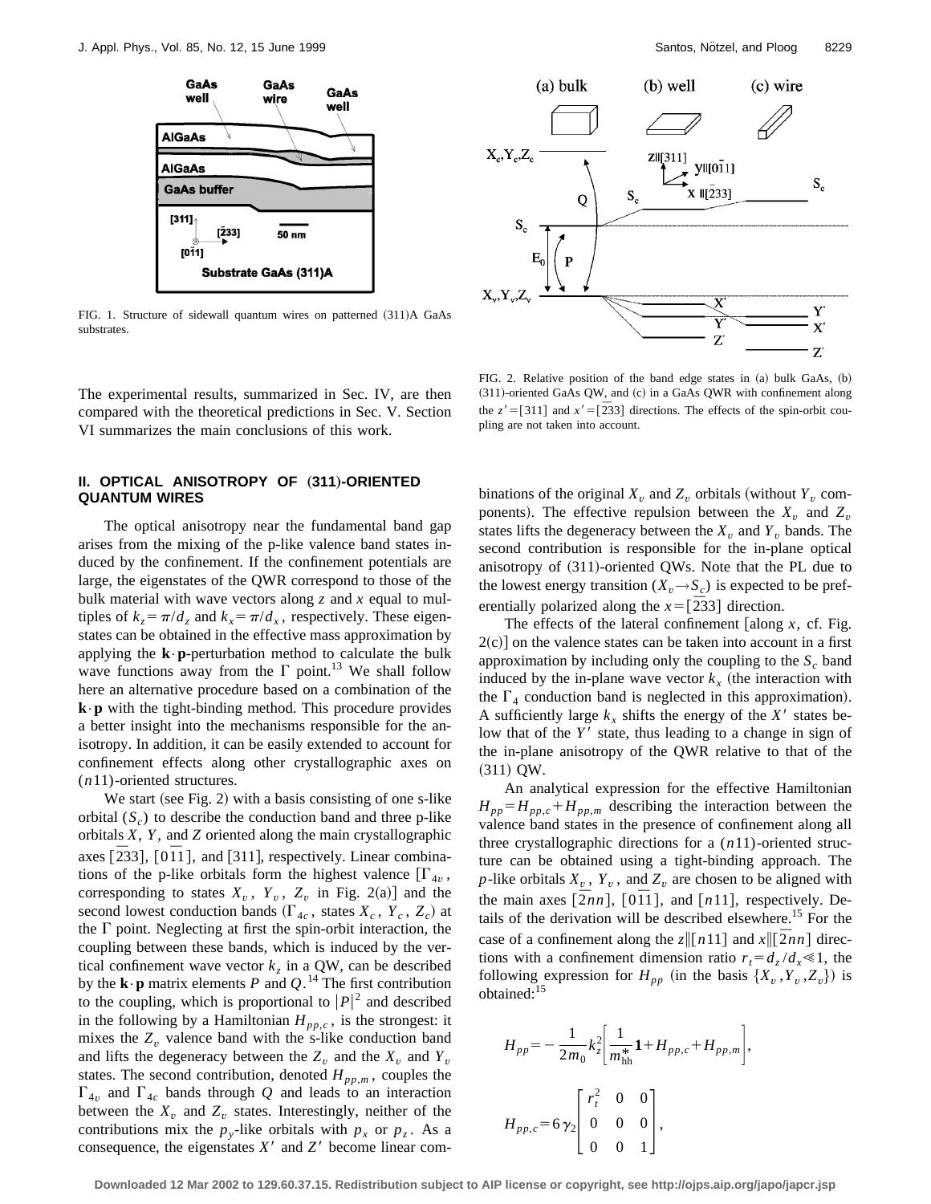FIG. 1. Structure of sidewall quantum wires on patterned (311)A GaAs substrates.

FIG. 2. Relative position of the band edge states in (a) bulk GaAs, (b) (311)-oriented GaAs QW, and (c) in a GaAs QWR with confinement along the $z' = [311]$ and $x' = [\bar{2}33]$ directions. The effects of the spin-orbit coupling are not taken into account.

The experimental results, summarized in Sec. IV, are then compared with the theoretical predictions in Sec. V. Section VI summarizes the main conclusions of this work.

## II. OPTICAL ANISOTROPY OF (311)-ORIENTED QUANTUM WIRES

The optical anisotropy near the fundamental band gap arises from the mixing of the p-like valence band states induced by the confinement. If the confinement potentials are large, the eigenstates of the QWR correspond to those of the bulk material with wave vectors along $z$ and $x$ equal to multiples of $k_z = \pi/d_z$ and $k_x = \pi/d_x$, respectively. These eigenstates can be obtained in the effective mass approximation by applying the $\mathbf{k}\cdot\mathbf{p}$-perturbation method to calculate the bulk wave functions away from the $\Gamma$ point.[13] We shall follow here an alternative procedure based on a combination of the $\mathbf{k}\cdot\mathbf{p}$ with the tight-binding method. This procedure provides a better insight into the mechanisms responsible for the anisotropy. In addition, it can be easily extended to account for confinement effects along other crystallographic axes on $(n11)$-oriented structures.

We start (see Fig. 2) with a basis consisting of one s-like orbital ($S_c$) to describe the conduction band and three p-like orbitals $X$, $Y$, and $Z$ oriented along the main crystallographic axes $[\bar{2}33]$, $[0\bar{1}1]$, and $[311]$, respectively. Linear combinations of the p-like orbitals form the highest valence [$\Gamma_{4v}$, corresponding to states $X_v$, $Y_v$, $Z_v$ in Fig. 2(a)] and the second lowest conduction bands ($\Gamma_{4c}$, states $X_c$, $Y_c$, $Z_c$) at the $\Gamma$ point. Neglecting at first the spin-orbit interaction, the coupling between these bands, which is induced by the vertical confinement wave vector $k_z$ in a QW, can be described by the $\mathbf{k}\cdot\mathbf{p}$ matrix elements $P$ and $Q$.[14] The first contribution to the coupling, which is proportional to $|P|^2$ and described in the following by a Hamiltonian $H_{pp,c}$, is the strongest: it mixes the $Z_v$ valence band with the s-like conduction band and lifts the degeneracy between the $Z_v$ and the $X_v$ and $Y_v$ states. The second contribution, denoted $H_{pp,m}$, couples the $\Gamma_{4v}$ and $\Gamma_{4c}$ bands through $Q$ and leads to an interaction between the $X_v$ and $Z_v$ states. Interestingly, neither of the contributions mix the $p_y$-like orbitals with $p_x$ or $p_z$. As a consequence, the eigenstates $X'$ and $Z'$ become linear combinations of the original $X_v$ and $Z_v$ orbitals (without $Y_v$ components). The effective repulsion between the $X_v$ and $Z_v$ states lifts the degeneracy between the $X_v$ and $Y_v$ bands. The second contribution is responsible for the in-plane optical anisotropy of (311)-oriented QWs. Note that the PL due to the lowest energy transition ($X_v \rightarrow S_c$) is expected to be preferentially polarized along the $x = [\bar{2}33]$ direction.

The effects of the lateral confinement [along $x$, cf. Fig. 2(c)] on the valence states can be taken into account in a first approximation by including only the coupling to the $S_c$ band induced by the in-plane wave vector $k_x$ (the interaction with the $\Gamma_4$ conduction band is neglected in this approximation). A sufficiently large $k_x$ shifts the energy of the $X'$ states below that of the $Y'$ state, thus leading to a change in sign of the in-plane anisotropy of the QWR relative to that of the (311) QW.

An analytical expression for the effective Hamiltonian $H_{pp} = H_{pp,c} + H_{pp,m}$ describing the interaction between the valence band states in the presence of confinement along all three crystallographic directions for a $(n11)$-oriented structure can be obtained using a tight-binding approach. The $p$-like orbitals $X_v$, $Y_v$, and $Z_v$ are chosen to be aligned with the main axes $[\bar{2}nn]$, $[0\bar{1}1]$, and $[n11]$, respectively. Details of the derivation will be described elsewhere.[15] For the case of a confinement along the $z \| [n11]$ and $x \| [\bar{2}nn]$ directions with a confinement dimension ratio $r_t = d_z/d_x \ll 1$, the following expression for $H_{pp}$ (in the basis $\{X_v, Y_v, Z_v\}$) is obtained:[15]

$$H_{pp} = -\frac{1}{2m_0} k_z^2 \left[ \frac{1}{m_{\mathrm{hh}}^*} \mathbf{1} + H_{pp,c} + H_{pp,m} \right],$$

$$H_{pp,c} = 6\gamma_2 \begin{bmatrix} r_t^2 & 0 & 0 \\ 0 & 0 & 0 \\ 0 & 0 & 1 \end{bmatrix},$$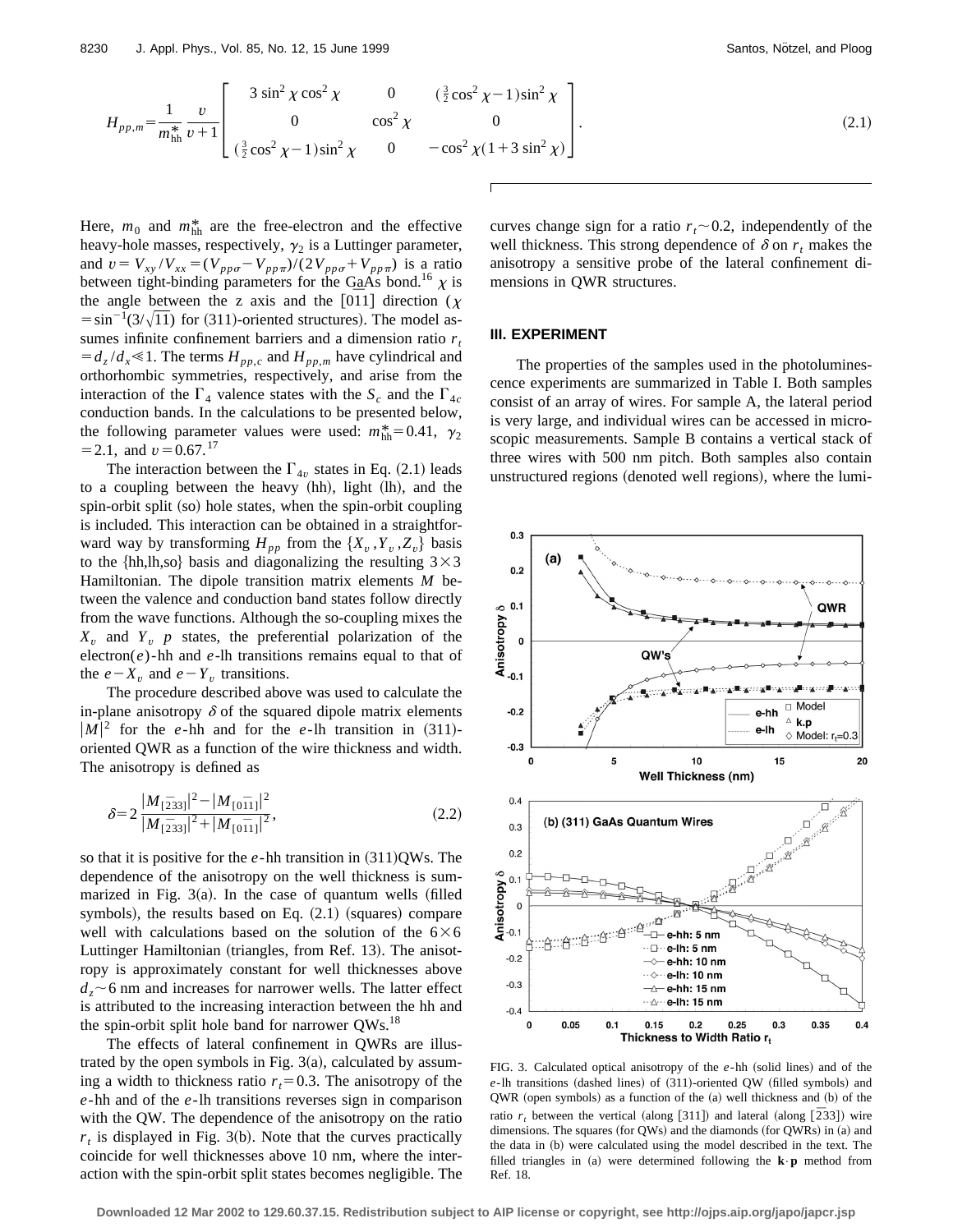$$H_{pp,m}=\frac{1}{m_{\rm hh}^*}\frac{v}{v+1}\begin{bmatrix} 3\sin^2\chi\cos^2\chi & 0 & (\frac{3}{2}\cos^2\chi-1)\sin^2\chi \\ 0 & \cos^2\chi & 0 \\ (\frac{3}{2}\cos^2\chi-1)\sin^2\chi & 0 & -\cos^2\chi(1+3\sin^2\chi) \end{bmatrix}. \tag{2.1}$$

Here, $m_0$ and $m_{\rm hh}^*$ are the free-electron and the effective heavy-hole masses, respectively, $\gamma_2$ is a Luttinger parameter, and $v=V_{xy}/V_{xx}=(V_{pp\sigma}-V_{pp\pi})/(2V_{pp\sigma}+V_{pp\pi})$ is a ratio between tight-binding parameters for the GaAs bond.[16] $\chi$ is the angle between the z axis and the $[0\bar{1}1]$ direction ($\chi=\sin^{-1}(3/\sqrt{11})$ for (311)-oriented structures). The model assumes infinite confinement barriers and a dimension ratio $r_t=d_z/d_x\ll 1$. The terms $H_{pp,c}$ and $H_{pp,m}$ have cylindrical and orthorhombic symmetries, respectively, and arise from the interaction of the $\Gamma_4$ valence states with the $S_c$ and the $\Gamma_{4c}$ conduction bands. In the calculations to be presented below, the following parameter values were used: $m_{\rm hh}^*=0.41$, $\gamma_2=2.1$, and $v=0.67$.[17]

The interaction between the $\Gamma_{4v}$ states in Eq. (2.1) leads to a coupling between the heavy (hh), light (lh), and the spin-orbit split (so) hole states, when the spin-orbit coupling is included. This interaction can be obtained in a straightforward way by transforming $H_{pp}$ from the $\{X_v, Y_v, Z_v\}$ basis to the {hh,lh,so} basis and diagonalizing the resulting $3\times 3$ Hamiltonian. The dipole transition matrix elements $M$ between the valence and conduction band states follow directly from the wave functions. Although the so-coupling mixes the $X_v$ and $Y_v$ $p$ states, the preferential polarization of the electron($e$)-hh and $e$-lh transitions remains equal to that of the $e-X_v$ and $e-Y_v$ transitions.

The procedure described above was used to calculate the in-plane anisotropy $\delta$ of the squared dipole matrix elements $|M|^2$ for the $e$-hh and for the $e$-lh transition in (311)-oriented QWR as a function of the wire thickness and width. The anisotropy is defined as

$$\delta=2\frac{|M_{[\bar{2}33]}|^2-|M_{[0\bar{1}1]}|^2}{|M_{[\bar{2}33]}|^2+|M_{[0\bar{1}1]}|^2}, \tag{2.2}$$

so that it is positive for the $e$-hh transition in (311)QWs. The dependence of the anisotropy on the well thickness is summarized in Fig. 3(a). In the case of quantum wells (filled symbols), the results based on Eq. (2.1) (squares) compare well with calculations based on the solution of the $6\times 6$ Luttinger Hamiltonian (triangles, from Ref. 13). The anisotropy is approximately constant for well thicknesses above $d_z\sim 6$ nm and increases for narrower wells. The latter effect is attributed to the increasing interaction between the hh and the spin-orbit split hole band for narrower QWs.[18]

The effects of lateral confinement in QWRs are illustrated by the open symbols in Fig. 3(a), calculated by assuming a width to thickness ratio $r_t=0.3$. The anisotropy of the $e$-hh and of the $e$-lh transitions reverses sign in comparison with the QW. The dependence of the anisotropy on the ratio $r_t$ is displayed in Fig. 3(b). Note that the curves practically coincide for well thicknesses above 10 nm, where the interaction with the spin-orbit split states becomes negligible. The curves change sign for a ratio $r_t\sim 0.2$, independently of the well thickness. This strong dependence of $\delta$ on $r_t$ makes the anisotropy a sensitive probe of the lateral confinement dimensions in QWR structures.

## III. EXPERIMENT

The properties of the samples used in the photoluminescence experiments are summarized in Table I. Both samples consist of an array of wires. For sample A, the lateral period is very large, and individual wires can be accessed in microscopic measurements. Sample B contains a vertical stack of three wires with 500 nm pitch. Both samples also contain unstructured regions (denoted well regions), where the lumi-

FIG. 3. Calculated optical anisotropy of the $e$-hh (solid lines) and of the $e$-lh transitions (dashed lines) of (311)-oriented QW (filled symbols) and QWR (open symbols) as a function of the (a) well thickness and (b) of the ratio $r_t$ between the vertical (along [311]) and lateral (along $[\bar{2}33]$) wire dimensions. The squares (for QWs) and the diamonds (for QWRs) in (a) and the data in (b) were calculated using the model described in the text. The filled triangles in (a) were determined following the $\mathbf{k}\cdot\mathbf{p}$ method from Ref. 18.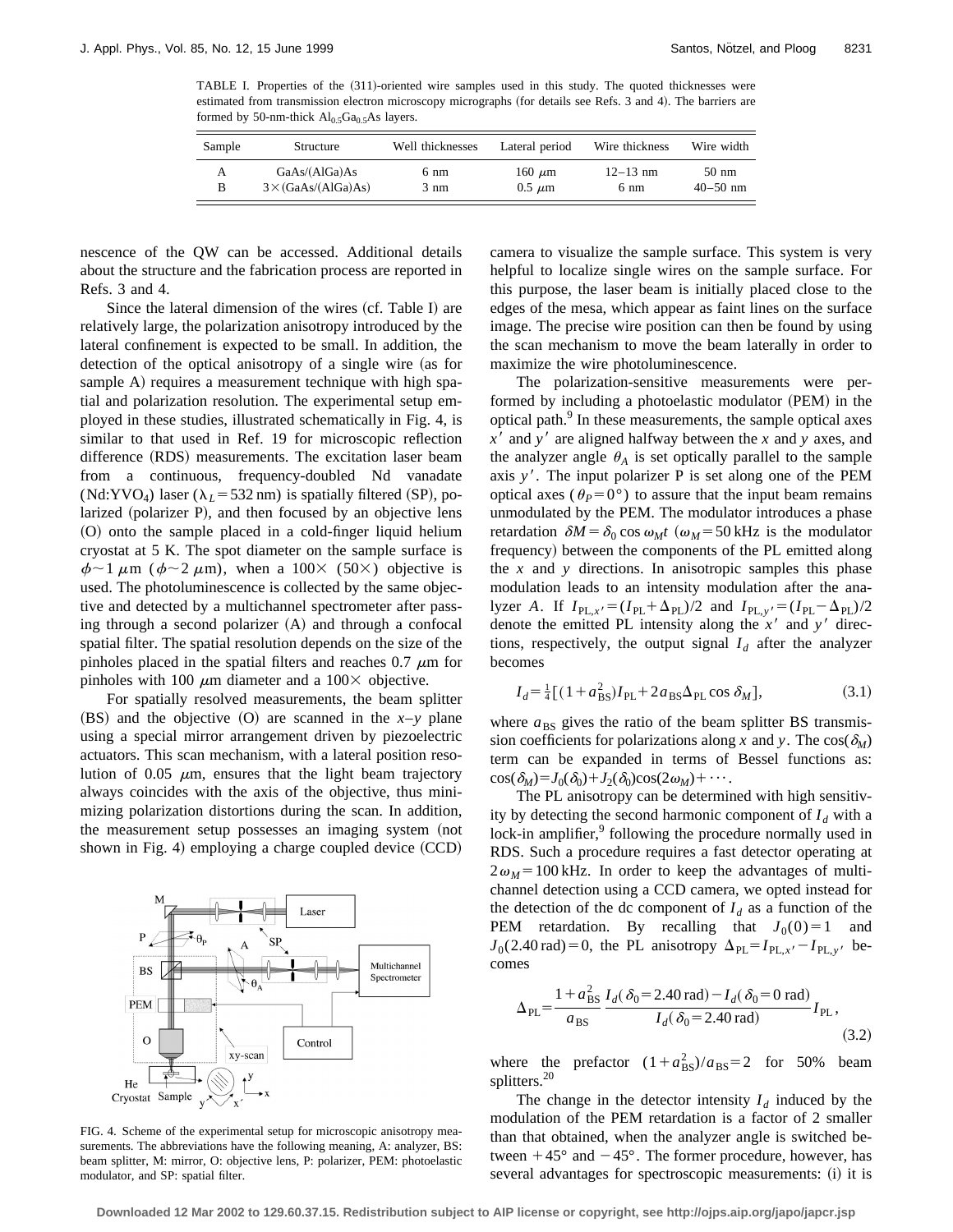TABLE I. Properties of the (311)-oriented wire samples used in this study. The quoted thicknesses were estimated from transmission electron microscopy micrographs (for details see Refs. 3 and 4). The barriers are formed by 50-nm-thick $Al_{0.5}Ga_{0.5}As$ layers.

| Sample | Structure | Well thicknesses | Lateral period | Wire thickness | Wire width |
|---|---|---|---|---|---|
| A | GaAs/(AlGa)As | 6 nm | 160 $\mu$m | 12–13 nm | 50 nm |
| B | $3\times$(GaAs/(AlGa)As) | 3 nm | 0.5 $\mu$m | 6 nm | 40–50 nm |

nescence of the QW can be accessed. Additional details about the structure and the fabrication process are reported in Refs. 3 and 4.

Since the lateral dimension of the wires (cf. Table I) are relatively large, the polarization anisotropy introduced by the lateral confinement is expected to be small. In addition, the detection of the optical anisotropy of a single wire (as for sample A) requires a measurement technique with high spatial and polarization resolution. The experimental setup employed in these studies, illustrated schematically in Fig. 4, is similar to that used in Ref. 19 for microscopic reflection difference (RDS) measurements. The excitation laser beam from a continuous, frequency-doubled Nd vanadate ($Nd:YVO_4$) laser ($\lambda_L = 532$ nm) is spatially filtered (SP), polarized (polarizer P), and then focused by an objective lens (O) onto the sample placed in a cold-finger liquid helium cryostat at 5 K. The spot diameter on the sample surface is $\phi \sim 1\ \mu$m ($\phi \sim 2\ \mu$m), when a 100$\times$ (50$\times$) objective is used. The photoluminescence is collected by the same objective and detected by a multichannel spectrometer after passing through a second polarizer (A) and through a confocal spatial filter. The spatial resolution depends on the size of the pinholes placed in the spatial filters and reaches 0.7 $\mu$m for pinholes with 100 $\mu$m diameter and a 100$\times$ objective.

For spatially resolved measurements, the beam splitter (BS) and the objective (O) are scanned in the $x$–$y$ plane using a special mirror arrangement driven by piezoelectric actuators. This scan mechanism, with a lateral position resolution of 0.05 $\mu$m, ensures that the light beam trajectory always coincides with the axis of the objective, thus minimizing polarization distortions during the scan. In addition, the measurement setup possesses an imaging system (not shown in Fig. 4) employing a charge coupled device (CCD)

M
Laser
P
$\theta_P$
A
SP
BS
$\theta_A$
Multichannel Spectrometer
PEM
O
Control
xy-scan
He Cryostat
Sample
y
y'
x
x'

FIG. 4. Scheme of the experimental setup for microscopic anisotropy measurements. The abbreviations have the following meaning, A: analyzer, BS: beam splitter, M: mirror, O: objective lens, P: polarizer, PEM: photoelastic modulator, and SP: spatial filter.

camera to visualize the sample surface. This system is very helpful to localize single wires on the sample surface. For this purpose, the laser beam is initially placed close to the edges of the mesa, which appear as faint lines on the surface image. The precise wire position can then be found by using the scan mechanism to move the beam laterally in order to maximize the wire photoluminescence.

The polarization-sensitive measurements were performed by including a photoelastic modulator (PEM) in the optical path.[9] In these measurements, the sample optical axes $x'$ and $y'$ are aligned halfway between the $x$ and $y$ axes, and the analyzer angle $\theta_A$ is set optically parallel to the sample axis $y'$. The input polarizer P is set along one of the PEM optical axes ($\theta_P = 0°$) to assure that the input beam remains unmodulated by the PEM. The modulator introduces a phase retardation $\delta M = \delta_0 \cos \omega_M t$ ($\omega_M = 50$ kHz is the modulator frequency) between the components of the PL emitted along the $x$ and $y$ directions. In anisotropic samples this phase modulation leads to an intensity modulation after the analyzer $A$. If $I_{\mathrm{PL},x'} = (I_{\mathrm{PL}} + \Delta_{\mathrm{PL}})/2$ and $I_{\mathrm{PL},y'} = (I_{\mathrm{PL}} - \Delta_{\mathrm{PL}})/2$ denote the emitted PL intensity along the $x'$ and $y'$ directions, respectively, the output signal $I_d$ after the analyzer becomes

$$I_d = \tfrac{1}{4}\left[(1 + a_{\mathrm{BS}}^2) I_{\mathrm{PL}} + 2 a_{\mathrm{BS}} \Delta_{\mathrm{PL}} \cos \delta_M\right], \tag{3.1}$$

where $a_{\mathrm{BS}}$ gives the ratio of the beam splitter BS transmission coefficients for polarizations along $x$ and $y$. The $\cos(\delta_M)$ term can be expanded in terms of Bessel functions as: $\cos(\delta_M) = J_0(\delta_0) + J_2(\delta_0)\cos(2\omega_M) + \cdots$.

The PL anisotropy can be determined with high sensitivity by detecting the second harmonic component of $I_d$ with a lock-in amplifier,[9] following the procedure normally used in RDS. Such a procedure requires a fast detector operating at $2\omega_M = 100$ kHz. In order to keep the advantages of multichannel detection using a CCD camera, we opted instead for the detection of the dc component of $I_d$ as a function of the PEM retardation. By recalling that $J_0(0) = 1$ and $J_0(2.40\ \mathrm{rad}) = 0$, the PL anisotropy $\Delta_{\mathrm{PL}} = I_{\mathrm{PL},x'} - I_{\mathrm{PL},y'}$ becomes

$$\Delta_{\mathrm{PL}} = \frac{1 + a_{\mathrm{BS}}^2}{a_{\mathrm{BS}}} \frac{I_d(\delta_0 = 2.40\ \mathrm{rad}) - I_d(\delta_0 = 0\ \mathrm{rad})}{I_d(\delta_0 = 2.40\ \mathrm{rad})} I_{\mathrm{PL}}, \tag{3.2}$$

where the prefactor $(1 + a_{\mathrm{BS}}^2)/a_{\mathrm{BS}} = 2$ for 50% beam splitters.[20]

The change in the detector intensity $I_d$ induced by the modulation of the PEM retardation is a factor of 2 smaller than that obtained, when the analyzer angle is switched between $+45°$ and $-45°$. The former procedure, however, has several advantages for spectroscopic measurements: (i) it is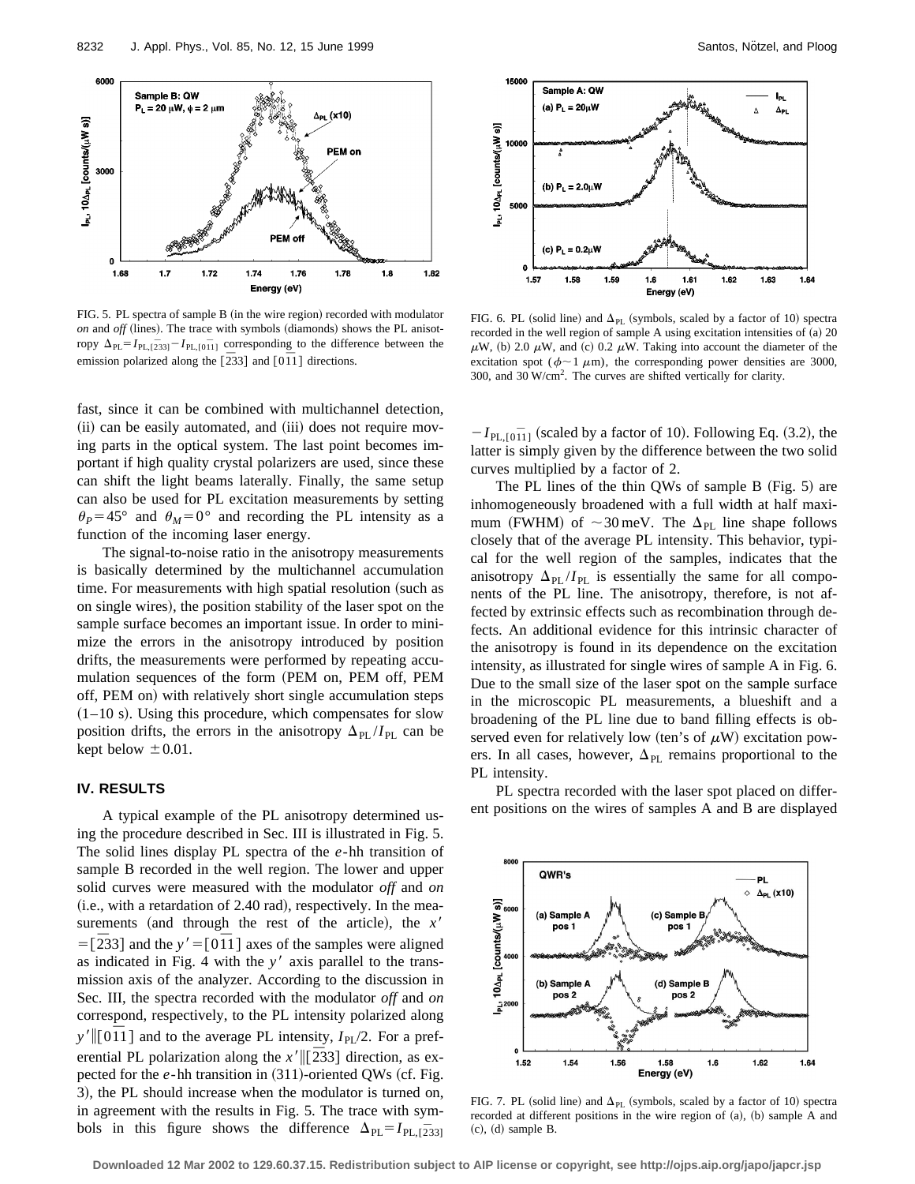Sample B: QW
$P_L = 20\ \mu W$, $\phi = 2\ \mu m$
$\Delta_{PL}$ (x10)
PEM on
PEM off
$I_{PL}$, $10\Delta_{PL}$ [counts/($\mu$W s)]
Energy (eV)
0
3000
6000
1.68
1.7
1.72
1.74
1.76
1.78
1.8
1.82

FIG. 5. PL spectra of sample B (in the wire region) recorded with modulator *on* and *off* (lines). The trace with symbols (diamonds) shows the PL anisotropy $\Delta_{PL} = I_{PL,[\bar{2}33]} - I_{PL,[01\bar{1}]}$ corresponding to the difference between the emission polarized along the $[\bar{2}33]$ and $[01\bar{1}]$ directions.

Sample A: QW
(a) $P_L = 20\mu W$
(b) $P_L = 2.0\mu W$
(c) $P_L = 0.2\mu W$
$I_{PL}$
$\Delta_{PL}$
$I_{PL}$, $10\Delta_{PL}$ [counts/($\mu$W s)]
Energy (eV)
0
5000
10000
15000
1.57
1.58
1.59
1.6
1.61
1.62
1.63
1.64

FIG. 6. PL (solid line) and $\Delta_{PL}$ (symbols, scaled by a factor of 10) spectra recorded in the well region of sample A using excitation intensities of (a) 20 $\mu$W, (b) 2.0 $\mu$W, and (c) 0.2 $\mu$W. Taking into account the diameter of the excitation spot ($\phi \sim 1\ \mu$m), the corresponding power densities are 3000, 300, and 30 W/cm$^2$. The curves are shifted vertically for clarity.

fast, since it can be combined with multichannel detection, (ii) can be easily automated, and (iii) does not require moving parts in the optical system. The last point becomes important if high quality crystal polarizers are used, since these can shift the light beams laterally. Finally, the same setup can also be used for PL excitation measurements by setting $\theta_P = 45°$ and $\theta_M = 0°$ and recording the PL intensity as a function of the incoming laser energy.

The signal-to-noise ratio in the anisotropy measurements is basically determined by the multichannel accumulation time. For measurements with high spatial resolution (such as on single wires), the position stability of the laser spot on the sample surface becomes an important issue. In order to minimize the errors in the anisotropy introduced by position drifts, the measurements were performed by repeating accumulation sequences of the form (PEM on, PEM off, PEM off, PEM on) with relatively short single accumulation steps (1–10 s). Using this procedure, which compensates for slow position drifts, the errors in the anisotropy $\Delta_{PL}/I_{PL}$ can be kept below $\pm 0.01$.

## IV. RESULTS

A typical example of the PL anisotropy determined using the procedure described in Sec. III is illustrated in Fig. 5. The solid lines display PL spectra of the *e*-hh transition of sample B recorded in the well region. The lower and upper solid curves were measured with the modulator *off* and *on* (i.e., with a retardation of 2.40 rad), respectively. In the measurements (and through the rest of the article), the $x' = [\bar{2}33]$ and the $y' = [01\bar{1}]$ axes of the samples were aligned as indicated in Fig. 4 with the $y'$ axis parallel to the transmission axis of the analyzer. According to the discussion in Sec. III, the spectra recorded with the modulator *off* and *on* correspond, respectively, to the PL intensity polarized along $y' \| [01\bar{1}]$ and to the average PL intensity, $I_{PL}/2$. For a preferential PL polarization along the $x' \| [\bar{2}33]$ direction, as expected for the *e*-hh transition in (311)-oriented QWs (cf. Fig. 3), the PL should increase when the modulator is turned on, in agreement with the results in Fig. 5. The trace with symbols in this figure shows the difference $\Delta_{PL} = I_{PL,[\bar{2}33]} - I_{PL,[01\bar{1}]}$ (scaled by a factor of 10). Following Eq. (3.2), the latter is simply given by the difference between the two solid curves multiplied by a factor of 2.

The PL lines of the thin QWs of sample B (Fig. 5) are inhomogeneously broadened with a full width at half maximum (FWHM) of $\sim 30$ meV. The $\Delta_{PL}$ line shape follows closely that of the average PL intensity. This behavior, typical for the well region of the samples, indicates that the anisotropy $\Delta_{PL}/I_{PL}$ is essentially the same for all components of the PL line. The anisotropy, therefore, is not affected by extrinsic effects such as recombination through defects. An additional evidence for this intrinsic character of the anisotropy is found in its dependence on the excitation intensity, as illustrated for single wires of sample A in Fig. 6. Due to the small size of the laser spot on the sample surface in the microscopic PL measurements, a blueshift and a broadening of the PL line due to band filling effects is observed even for relatively low (ten's of $\mu$W) excitation powers. In all cases, however, $\Delta_{PL}$ remains proportional to the PL intensity.

PL spectra recorded with the laser spot placed on different positions on the wires of samples A and B are displayed

QWR's
PL
$\Delta_{PL}$ (x10)
(a) Sample A pos 1
(b) Sample A pos 2
(c) Sample B pos 1
(d) Sample B pos 2
$I_{PL}$, $10\Delta_{PL}$ [counts/($\mu$W s)]
Energy (eV)
0
2000
4000
6000
8000
1.52
1.54
1.56
1.58
1.6
1.62
1.64

FIG. 7. PL (solid line) and $\Delta_{PL}$ (symbols, scaled by a factor of 10) spectra recorded at different positions in the wire region of (a), (b) sample A and (c), (d) sample B.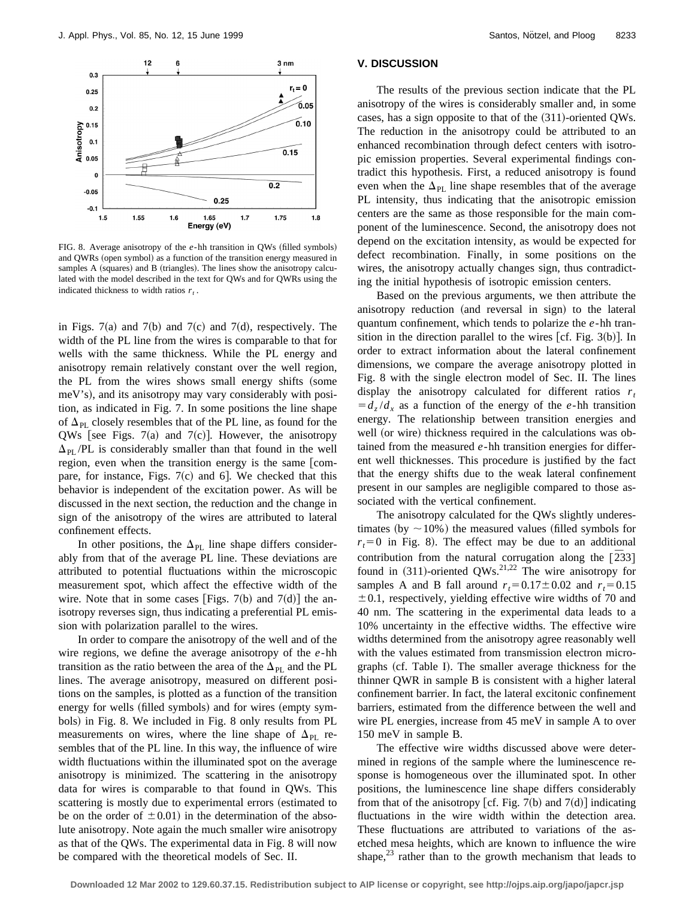12 6 3 nm

0.3
0.25
0.2
0.15
0.1
0.05
0
-0.05
-0.1

Anisotropy

$r_t = 0$
0.05
0.10
0.15
0.2
0.25

1.5 1.55 1.6 1.65 1.7 1.75 1.8
Energy (eV)

FIG. 8. Average anisotropy of the $e$-hh transition in QWs (filled symbols) and QWRs (open symbol) as a function of the transition energy measured in samples A (squares) and B (triangles). The lines show the anisotropy calculated with the model described in the text for QWs and for QWRs using the indicated thickness to width ratios $r_t$.

in Figs. 7(a) and 7(b) and 7(c) and 7(d), respectively. The width of the PL line from the wires is comparable to that for wells with the same thickness. While the PL energy and anisotropy remain relatively constant over the well region, the PL from the wires shows small energy shifts (some meV's), and its anisotropy may vary considerably with position, as indicated in Fig. 7. In some positions the line shape of $\Delta_{\text{PL}}$ closely resembles that of the PL line, as found for the QWs [see Figs. 7(a) and 7(c)]. However, the anisotropy $\Delta_{\text{PL}}/\text{PL}$ is considerably smaller than that found in the well region, even when the transition energy is the same [compare, for instance, Figs. 7(c) and 6]. We checked that this behavior is independent of the excitation power. As will be discussed in the next section, the reduction and the change in sign of the anisotropy of the wires are attributed to lateral confinement effects.

In other positions, the $\Delta_{\text{PL}}$ line shape differs considerably from that of the average PL line. These deviations are attributed to potential fluctuations within the microscopic measurement spot, which affect the effective width of the wire. Note that in some cases [Figs. 7(b) and 7(d)] the anisotropy reverses sign, thus indicating a preferential PL emission with polarization parallel to the wires.

In order to compare the anisotropy of the well and of the wire regions, we define the average anisotropy of the $e$-hh transition as the ratio between the area of the $\Delta_{\text{PL}}$ and the PL lines. The average anisotropy, measured on different positions on the samples, is plotted as a function of the transition energy for wells (filled symbols) and for wires (empty symbols) in Fig. 8. We included in Fig. 8 only results from PL measurements on wires, where the line shape of $\Delta_{\text{PL}}$ resembles that of the PL line. In this way, the influence of wire width fluctuations within the illuminated spot on the average anisotropy is minimized. The scattering in the anisotropy data for wires is comparable to that found in QWs. This scattering is mostly due to experimental errors (estimated to be on the order of $\pm 0.01$) in the determination of the absolute anisotropy. Note again the much smaller wire anisotropy as that of the QWs. The experimental data in Fig. 8 will now be compared with the theoretical models of Sec. II.

## V. DISCUSSION

The results of the previous section indicate that the PL anisotropy of the wires is considerably smaller and, in some cases, has a sign opposite to that of the (311)-oriented QWs. The reduction in the anisotropy could be attributed to an enhanced recombination through defect centers with isotropic emission properties. Several experimental findings contradict this hypothesis. First, a reduced anisotropy is found even when the $\Delta_{\text{PL}}$ line shape resembles that of the average PL intensity, thus indicating that the anisotropic emission centers are the same as those responsible for the main component of the luminescence. Second, the anisotropy does not depend on the excitation intensity, as would be expected for defect recombination. Finally, in some positions on the wires, the anisotropy actually changes sign, thus contradicting the initial hypothesis of isotropic emission centers.

Based on the previous arguments, we then attribute the anisotropy reduction (and reversal in sign) to the lateral quantum confinement, which tends to polarize the $e$-hh transition in the direction parallel to the wires [cf. Fig. 3(b)]. In order to extract information about the lateral confinement dimensions, we compare the average anisotropy plotted in Fig. 8 with the single electron model of Sec. II. The lines display the anisotropy calculated for different ratios $r_t = d_z/d_x$ as a function of the energy of the $e$-hh transition energy. The relationship between transition energies and well (or wire) thickness required in the calculations was obtained from the measured $e$-hh transition energies for different well thicknesses. This procedure is justified by the fact that the energy shifts due to the weak lateral confinement present in our samples are negligible compared to those associated with the vertical confinement.

The anisotropy calculated for the QWs slightly underestimates (by $\sim 10\%$) the measured values (filled symbols for $r_t = 0$ in Fig. 8). The effect may be due to an additional contribution from the natural corrugation along the $[\bar{2}33]$ found in (311)-oriented QWs.[21,22] The wire anisotropy for samples A and B fall around $r_t = 0.17 \pm 0.02$ and $r_t = 0.15 \pm 0.1$, respectively, yielding effective wire widths of 70 and 40 nm. The scattering in the experimental data leads to a 10% uncertainty in the effective widths. The effective wire widths determined from the anisotropy agree reasonably well with the values estimated from transmission electron micrographs (cf. Table I). The smaller average thickness for the thinner QWR in sample B is consistent with a higher lateral confinement barrier. In fact, the lateral excitonic confinement barriers, estimated from the difference between the well and wire PL energies, increase from 45 meV in sample A to over 150 meV in sample B.

The effective wire widths discussed above were determined in regions of the sample where the luminescence response is homogeneous over the illuminated spot. In other positions, the luminescence line shape differs considerably from that of the anisotropy [cf. Fig. 7(b) and 7(d)] indicating fluctuations in the wire width within the detection area. These fluctuations are attributed to variations of the as-etched mesa heights, which are known to influence the wire shape,[23] rather than to the growth mechanism that leads to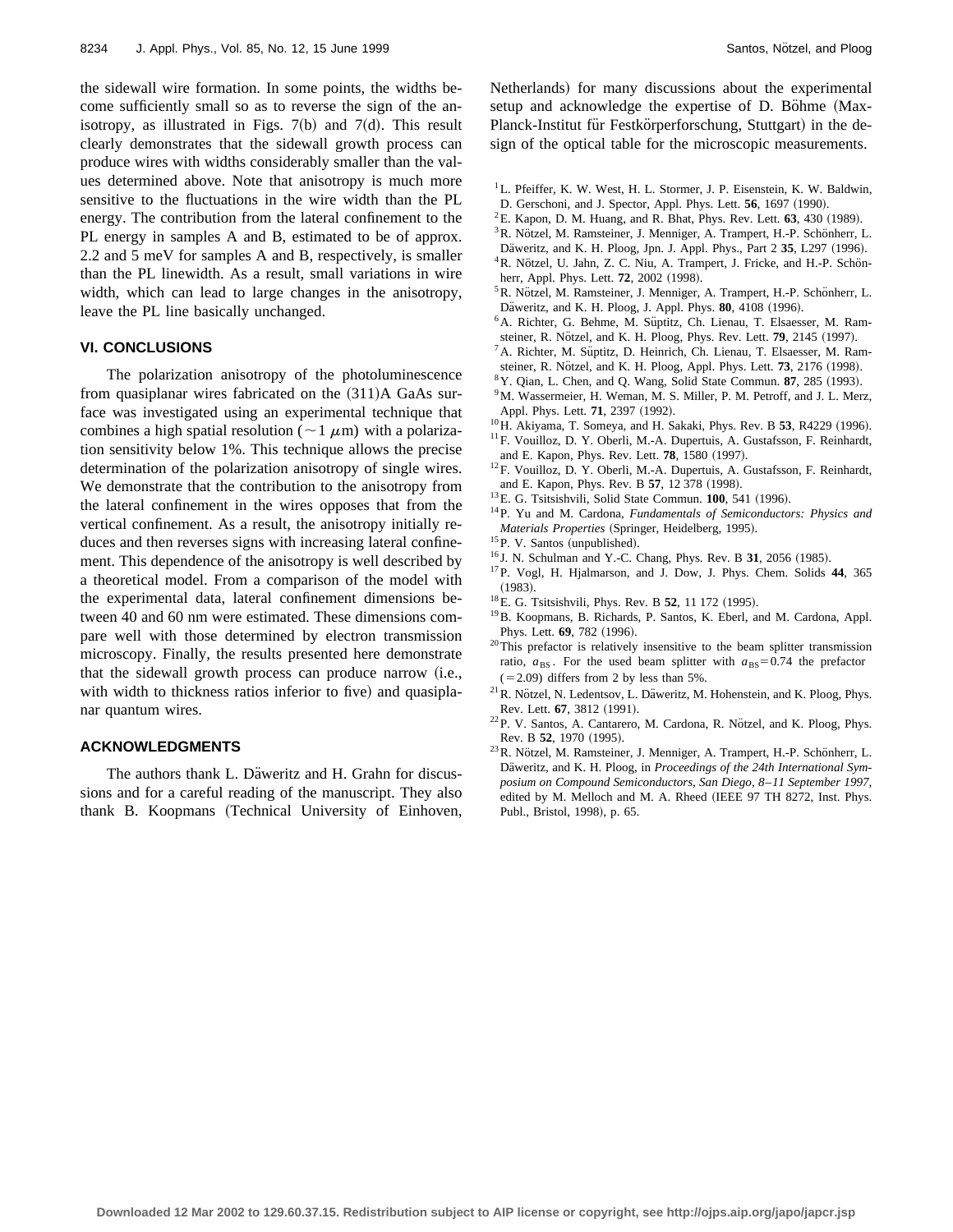the sidewall wire formation. In some points, the widths become sufficiently small so as to reverse the sign of the anisotropy, as illustrated in Figs. 7(b) and 7(d). This result clearly demonstrates that the sidewall growth process can produce wires with widths considerably smaller than the values determined above. Note that anisotropy is much more sensitive to the fluctuations in the wire width than the PL energy. The contribution from the lateral confinement to the PL energy in samples A and B, estimated to be of approx. 2.2 and 5 meV for samples A and B, respectively, is smaller than the PL linewidth. As a result, small variations in wire width, which can lead to large changes in the anisotropy, leave the PL line basically unchanged.

## VI. CONCLUSIONS

The polarization anisotropy of the photoluminescence from quasiplanar wires fabricated on the (311)A GaAs surface was investigated using an experimental technique that combines a high spatial resolution ($\sim 1\ \mu$m) with a polarization sensitivity below 1%. This technique allows the precise determination of the polarization anisotropy of single wires. We demonstrate that the contribution to the anisotropy from the lateral confinement in the wires opposes that from the vertical confinement. As a result, the anisotropy initially reduces and then reverses signs with increasing lateral confinement. This dependence of the anisotropy is well described by a theoretical model. From a comparison of the model with the experimental data, lateral confinement dimensions between 40 and 60 nm were estimated. These dimensions compare well with those determined by electron transmission microscopy. Finally, the results presented here demonstrate that the sidewall growth process can produce narrow (i.e., with width to thickness ratios inferior to five) and quasiplanar quantum wires.

## ACKNOWLEDGMENTS

The authors thank L. Däweritz and H. Grahn for discussions and for a careful reading of the manuscript. They also thank B. Koopmans (Technical University of Einhoven, Netherlands) for many discussions about the experimental setup and acknowledge the expertise of D. Böhme (Max-Planck-Institut für Festkörperforschung, Stuttgart) in the design of the optical table for the microscopic measurements.

[1] L. Pfeiffer, K. W. West, H. L. Stormer, J. P. Eisenstein, K. W. Baldwin, D. Gerschoni, and J. Spector, Appl. Phys. Lett. **56**, 1697 (1990).

[2] E. Kapon, D. M. Huang, and R. Bhat, Phys. Rev. Lett. **63**, 430 (1989).

[3] R. Nötzel, M. Ramsteiner, J. Menniger, A. Trampert, H.-P. Schönherr, L. Däweritz, and K. H. Ploog, Jpn. J. Appl. Phys., Part 2 **35**, L297 (1996).

[4] R. Nötzel, U. Jahn, Z. C. Niu, A. Trampert, J. Fricke, and H.-P. Schönherr, Appl. Phys. Lett. **72**, 2002 (1998).

[5] R. Nötzel, M. Ramsteiner, J. Menniger, A. Trampert, H.-P. Schönherr, L. Däweritz, and K. H. Ploog, J. Appl. Phys. **80**, 4108 (1996).

[6] A. Richter, G. Behme, M. Süptitz, Ch. Lienau, T. Elsaesser, M. Ramsteiner, R. Nötzel, and K. H. Ploog, Phys. Rev. Lett. **79**, 2145 (1997).

[7] A. Richter, M. Süptitz, D. Heinrich, Ch. Lienau, T. Elsaesser, M. Ramsteiner, R. Nötzel, and K. H. Ploog, Appl. Phys. Lett. **73**, 2176 (1998).

[8] Y. Qian, L. Chen, and Q. Wang, Solid State Commun. **87**, 285 (1993).

[9] M. Wassermeier, H. Weman, M. S. Miller, P. M. Petroff, and J. L. Merz, Appl. Phys. Lett. **71**, 2397 (1992).

[10] H. Akiyama, T. Someya, and H. Sakaki, Phys. Rev. B **53**, R4229 (1996).

[11] F. Vouilloz, D. Y. Oberli, M.-A. Dupertuis, A. Gustafsson, F. Reinhardt, and E. Kapon, Phys. Rev. Lett. **78**, 1580 (1997).

[12] F. Vouilloz, D. Y. Oberli, M.-A. Dupertuis, A. Gustafsson, F. Reinhardt, and E. Kapon, Phys. Rev. B **57**, 12 378 (1998).

[13] E. G. Tsitsishvili, Solid State Commun. **100**, 541 (1996).

[14] P. Yu and M. Cardona, *Fundamentals of Semiconductors: Physics and Materials Properties* (Springer, Heidelberg, 1995).

[15] P. V. Santos (unpublished).

[16] J. N. Schulman and Y.-C. Chang, Phys. Rev. B **31**, 2056 (1985).

[17] P. Vogl, H. Hjalmarson, and J. Dow, J. Phys. Chem. Solids **44**, 365 (1983).

[18] E. G. Tsitsishvili, Phys. Rev. B **52**, 11 172 (1995).

[19] B. Koopmans, B. Richards, P. Santos, K. Eberl, and M. Cardona, Appl. Phys. Lett. **69**, 782 (1996).

[20] This prefactor is relatively insensitive to the beam splitter transmission ratio, $a_{BS}$. For the used beam splitter with $a_{BS}=0.74$ the prefactor ($=2.09$) differs from 2 by less than 5%.

[21] R. Nötzel, N. Ledentsov, L. Däweritz, M. Hohenstein, and K. Ploog, Phys. Rev. Lett. **67**, 3812 (1991).

[22] P. V. Santos, A. Cantarero, M. Cardona, R. Nötzel, and K. Ploog, Phys. Rev. B **52**, 1970 (1995).

[23] R. Nötzel, M. Ramsteiner, J. Menniger, A. Trampert, H.-P. Schönherr, L. Däweritz, and K. H. Ploog, in *Proceedings of the 24th International Symposium on Compound Semiconductors, San Diego, 8–11 September 1997*, edited by M. Melloch and M. A. Rheed (IEEE 97 TH 8272, Inst. Phys. Publ., Bristol, 1998), p. 65.